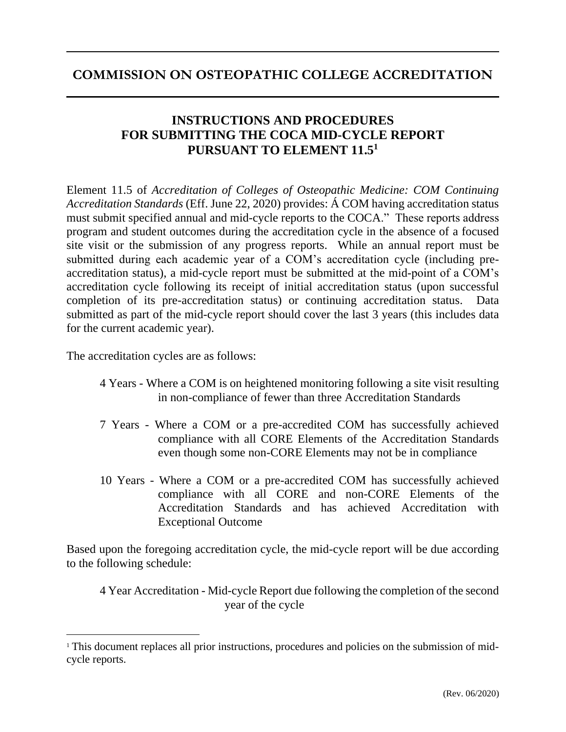# COMMISSION ON OSTEOPATHIC COLLEGE ACCREDITATION

## INSTRUCTIONS AND PROCEDURES FOR SUBMITTING THE COCA MID-CYCLE REPORT PURSUANT TO ELEMENT 11.5[1]

Element 11.5 of *Accreditation of Colleges of Osteopathic Medicine: COM Continuing Accreditation Standards* (Eff. June 22, 2020) provides: Á COM having accreditation status must submit specified annual and mid-cycle reports to the COCA." These reports address program and student outcomes during the accreditation cycle in the absence of a focused site visit or the submission of any progress reports. While an annual report must be submitted during each academic year of a COM's accreditation cycle (including pre-accreditation status), a mid-cycle report must be submitted at the mid-point of a COM's accreditation cycle following its receipt of initial accreditation status (upon successful completion of its pre-accreditation status) or continuing accreditation status. Data submitted as part of the mid-cycle report should cover the last 3 years (this includes data for the current academic year).

The accreditation cycles are as follows:

4 Years - Where a COM is on heightened monitoring following a site visit resulting in non-compliance of fewer than three Accreditation Standards

7 Years - Where a COM or a pre-accredited COM has successfully achieved compliance with all CORE Elements of the Accreditation Standards even though some non-CORE Elements may not be in compliance

10 Years - Where a COM or a pre-accredited COM has successfully achieved compliance with all CORE and non-CORE Elements of the Accreditation Standards and has achieved Accreditation with Exceptional Outcome

Based upon the foregoing accreditation cycle, the mid-cycle report will be due according to the following schedule:

4 Year Accreditation - Mid-cycle Report due following the completion of the second year of the cycle

[1] This document replaces all prior instructions, procedures and policies on the submission of mid-cycle reports.

(Rev. 06/2020)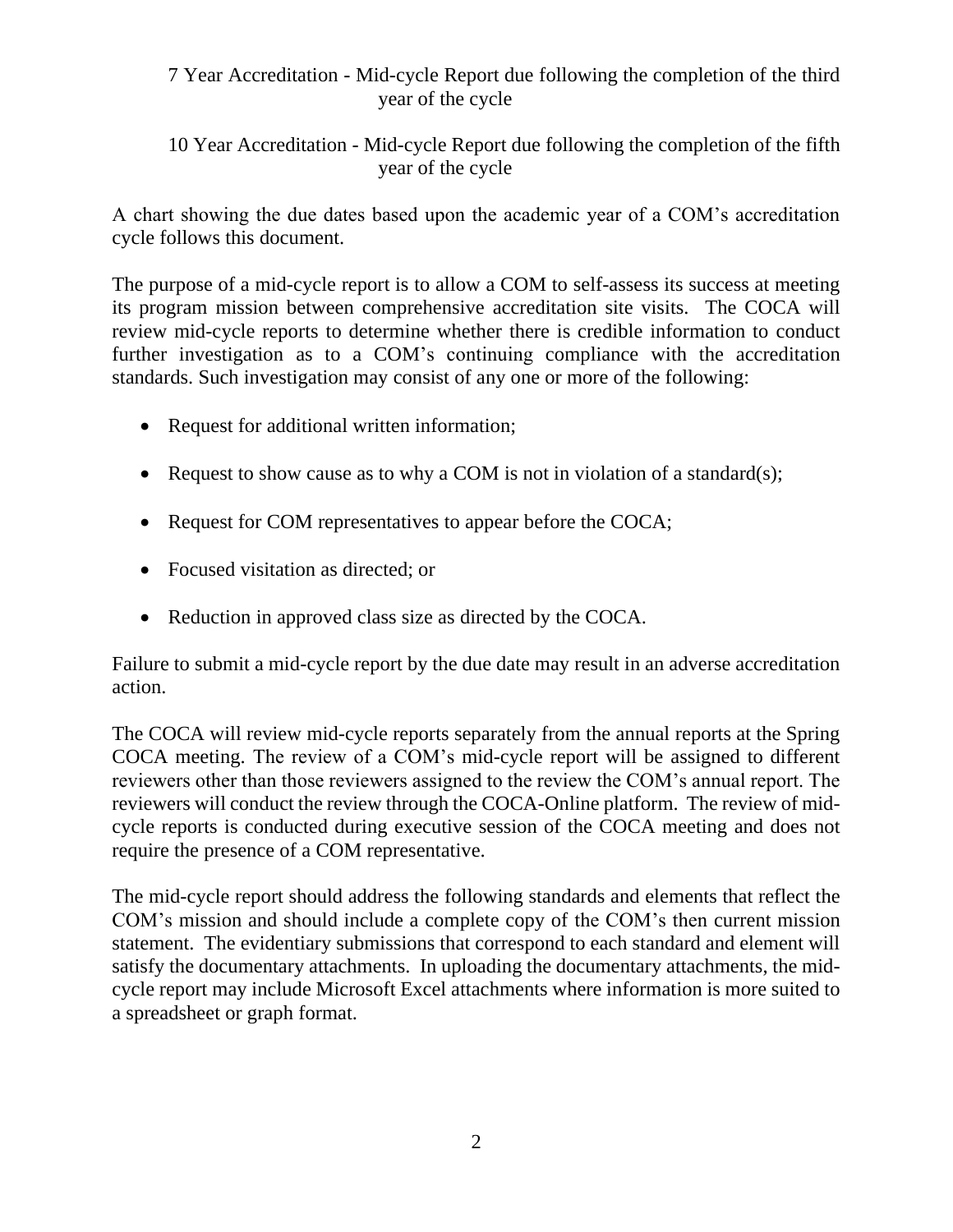7 Year Accreditation - Mid-cycle Report due following the completion of the third year of the cycle

10 Year Accreditation - Mid-cycle Report due following the completion of the fifth year of the cycle

A chart showing the due dates based upon the academic year of a COM's accreditation cycle follows this document.

The purpose of a mid-cycle report is to allow a COM to self-assess its success at meeting its program mission between comprehensive accreditation site visits. The COCA will review mid-cycle reports to determine whether there is credible information to conduct further investigation as to a COM's continuing compliance with the accreditation standards. Such investigation may consist of any one or more of the following:

- Request for additional written information;
- Request to show cause as to why a COM is not in violation of a standard(s);
- Request for COM representatives to appear before the COCA;
- Focused visitation as directed; or
- Reduction in approved class size as directed by the COCA.

Failure to submit a mid-cycle report by the due date may result in an adverse accreditation action.

The COCA will review mid-cycle reports separately from the annual reports at the Spring COCA meeting. The review of a COM's mid-cycle report will be assigned to different reviewers other than those reviewers assigned to the review the COM's annual report. The reviewers will conduct the review through the COCA-Online platform. The review of mid-cycle reports is conducted during executive session of the COCA meeting and does not require the presence of a COM representative.

The mid-cycle report should address the following standards and elements that reflect the COM's mission and should include a complete copy of the COM's then current mission statement. The evidentiary submissions that correspond to each standard and element will satisfy the documentary attachments. In uploading the documentary attachments, the mid-cycle report may include Microsoft Excel attachments where information is more suited to a spreadsheet or graph format.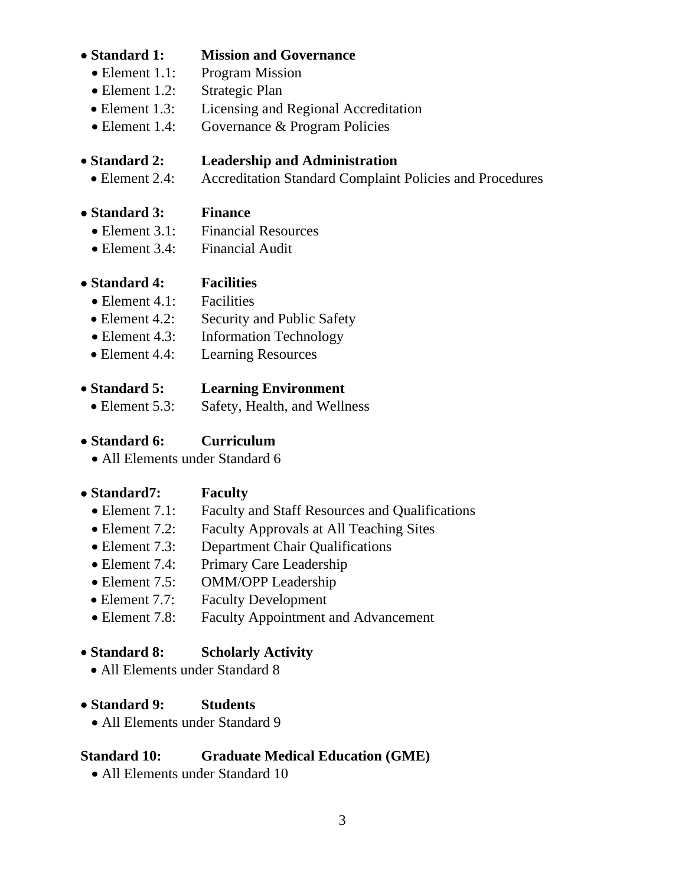- **Standard 1: Mission and Governance**
  - Element 1.1: Program Mission
  - Element 1.2: Strategic Plan
  - Element 1.3: Licensing and Regional Accreditation
  - Element 1.4: Governance & Program Policies

- **Standard 2: Leadership and Administration**
  - Element 2.4: Accreditation Standard Complaint Policies and Procedures

- **Standard 3: Finance**
  - Element 3.1: Financial Resources
  - Element 3.4: Financial Audit

- **Standard 4: Facilities**
  - Element 4.1: Facilities
  - Element 4.2: Security and Public Safety
  - Element 4.3: Information Technology
  - Element 4.4: Learning Resources

- **Standard 5: Learning Environment**
  - Element 5.3: Safety, Health, and Wellness

- **Standard 6: Curriculum**
  - All Elements under Standard 6

- **Standard7: Faculty**
  - Element 7.1: Faculty and Staff Resources and Qualifications
  - Element 7.2: Faculty Approvals at All Teaching Sites
  - Element 7.3: Department Chair Qualifications
  - Element 7.4: Primary Care Leadership
  - Element 7.5: OMM/OPP Leadership
  - Element 7.7: Faculty Development
  - Element 7.8: Faculty Appointment and Advancement

- **Standard 8: Scholarly Activity**
  - All Elements under Standard 8

- **Standard 9: Students**
  - All Elements under Standard 9

**Standard 10: Graduate Medical Education (GME)**
- All Elements under Standard 10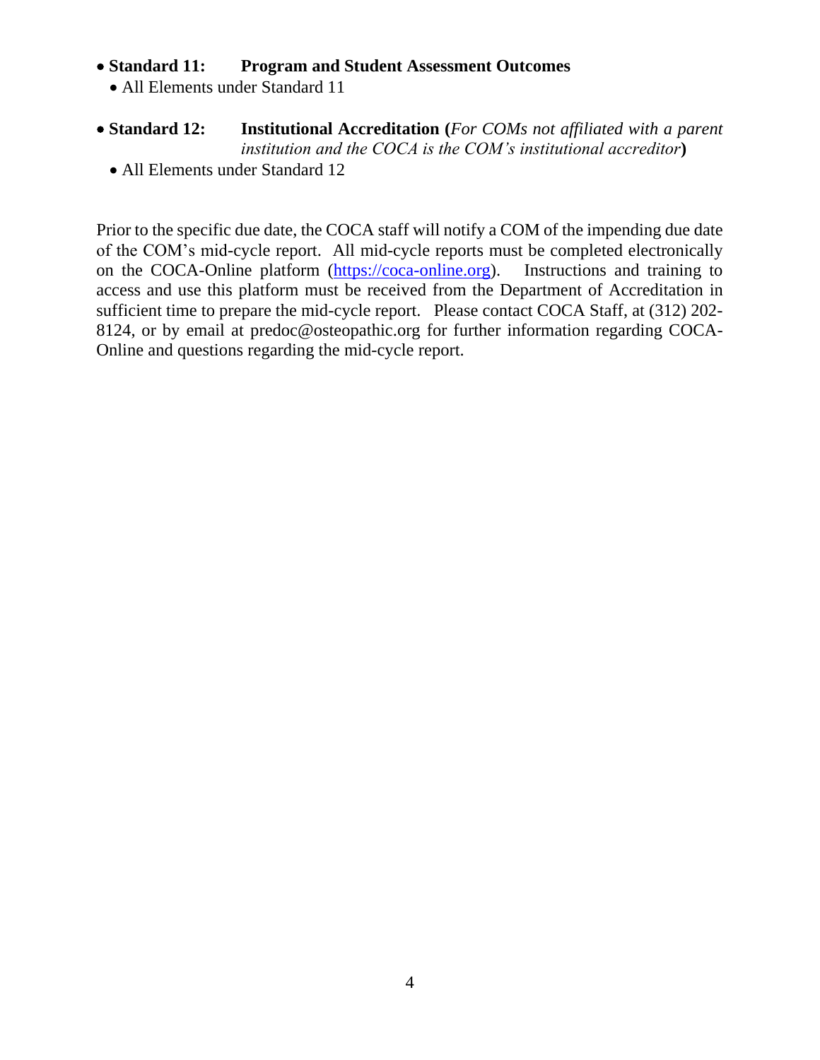- **Standard 11: Program and Student Assessment Outcomes**
  - All Elements under Standard 11

- **Standard 12: Institutional Accreditation (***For COMs not affiliated with a parent institution and the COCA is the COM's institutional accreditor***)**
  - All Elements under Standard 12

Prior to the specific due date, the COCA staff will notify a COM of the impending due date of the COM's mid-cycle report. All mid-cycle reports must be completed electronically on the COCA-Online platform (https://coca-online.org). Instructions and training to access and use this platform must be received from the Department of Accreditation in sufficient time to prepare the mid-cycle report. Please contact COCA Staff, at (312) 202-8124, or by email at predoc@osteopathic.org for further information regarding COCA-Online and questions regarding the mid-cycle report.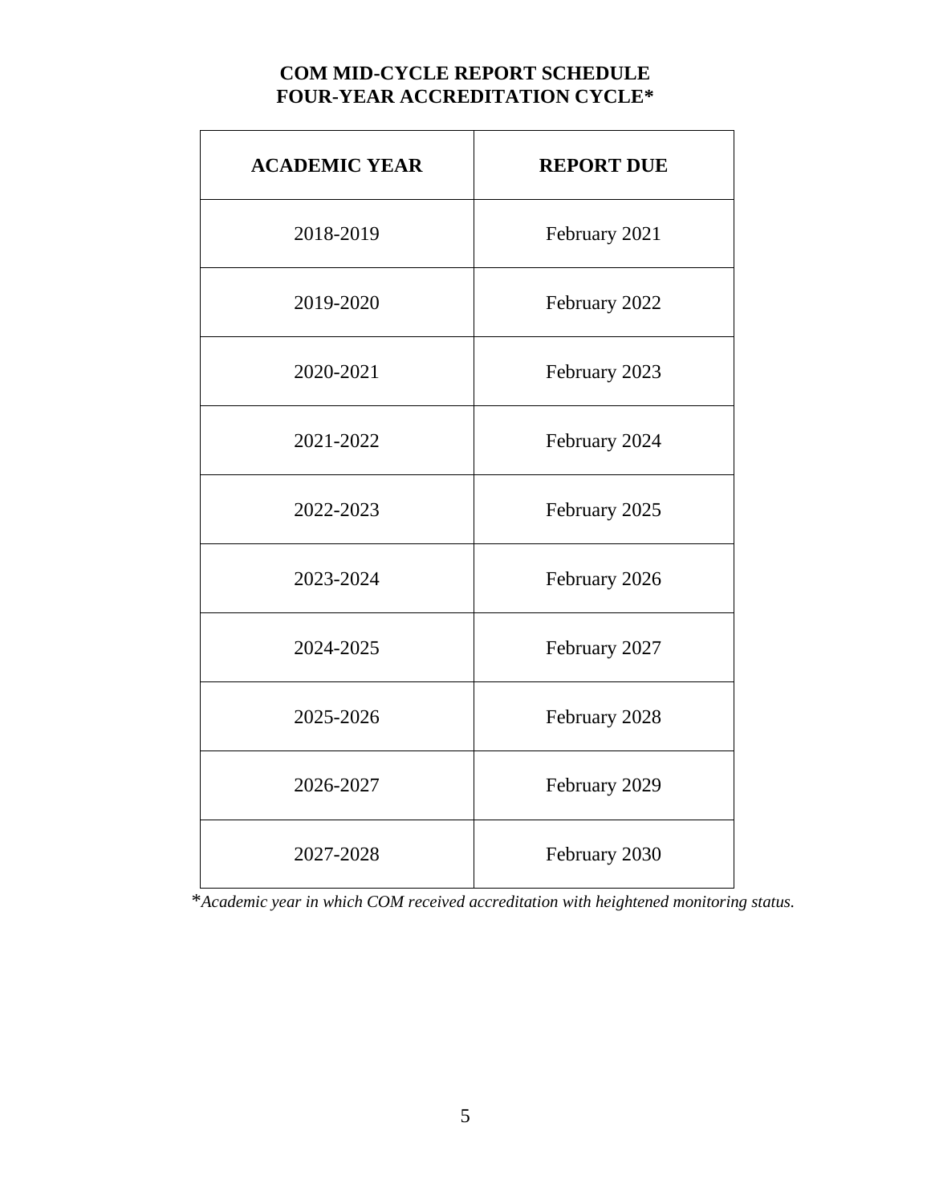# COM MID-CYCLE REPORT SCHEDULE
# FOUR-YEAR ACCREDITATION CYCLE*

| ACADEMIC YEAR | REPORT DUE |
|---|---|
| 2018-2019 | February 2021 |
| 2019-2020 | February 2022 |
| 2020-2021 | February 2023 |
| 2021-2022 | February 2024 |
| 2022-2023 | February 2025 |
| 2023-2024 | February 2026 |
| 2024-2025 | February 2027 |
| 2025-2026 | February 2028 |
| 2026-2027 | February 2029 |
| 2027-2028 | February 2030 |

**Academic year in which COM received accreditation with heightened monitoring status.*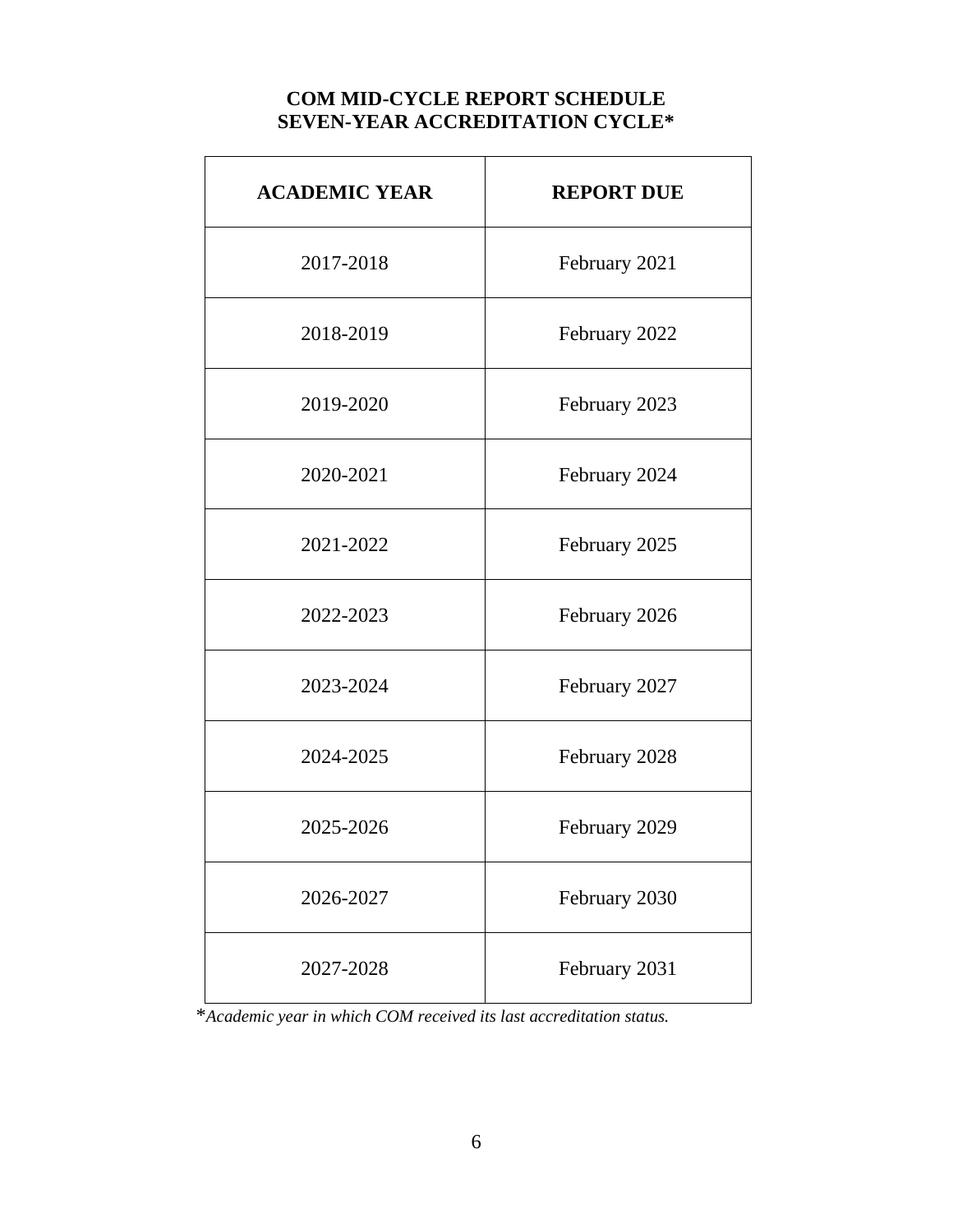## COM MID-CYCLE REPORT SCHEDULE
## SEVEN-YEAR ACCREDITATION CYCLE*

| ACADEMIC YEAR | REPORT DUE |
|---|---|
| 2017-2018 | February 2021 |
| 2018-2019 | February 2022 |
| 2019-2020 | February 2023 |
| 2020-2021 | February 2024 |
| 2021-2022 | February 2025 |
| 2022-2023 | February 2026 |
| 2023-2024 | February 2027 |
| 2024-2025 | February 2028 |
| 2025-2026 | February 2029 |
| 2026-2027 | February 2030 |
| 2027-2028 | February 2031 |

**Academic year in which COM received its last accreditation status.*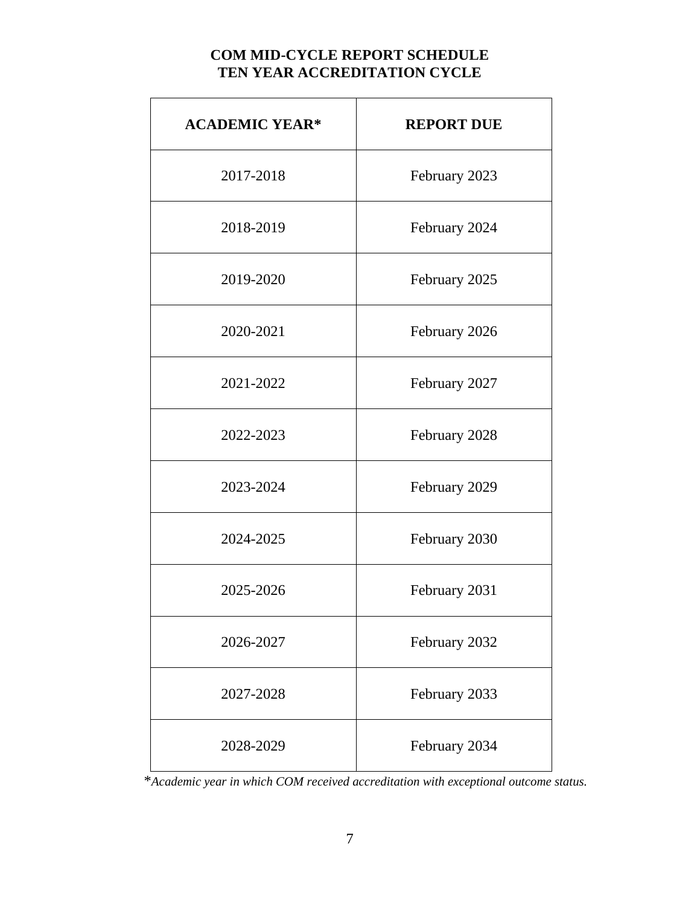**COM MID-CYCLE REPORT SCHEDULE**
**TEN YEAR ACCREDITATION CYCLE**

| ACADEMIC YEAR* | REPORT DUE |
|---|---|
| 2017-2018 | February 2023 |
| 2018-2019 | February 2024 |
| 2019-2020 | February 2025 |
| 2020-2021 | February 2026 |
| 2021-2022 | February 2027 |
| 2022-2023 | February 2028 |
| 2023-2024 | February 2029 |
| 2024-2025 | February 2030 |
| 2025-2026 | February 2031 |
| 2026-2027 | February 2032 |
| 2027-2028 | February 2033 |
| 2028-2029 | February 2034 |

**Academic year in which COM received accreditation with exceptional outcome status.*